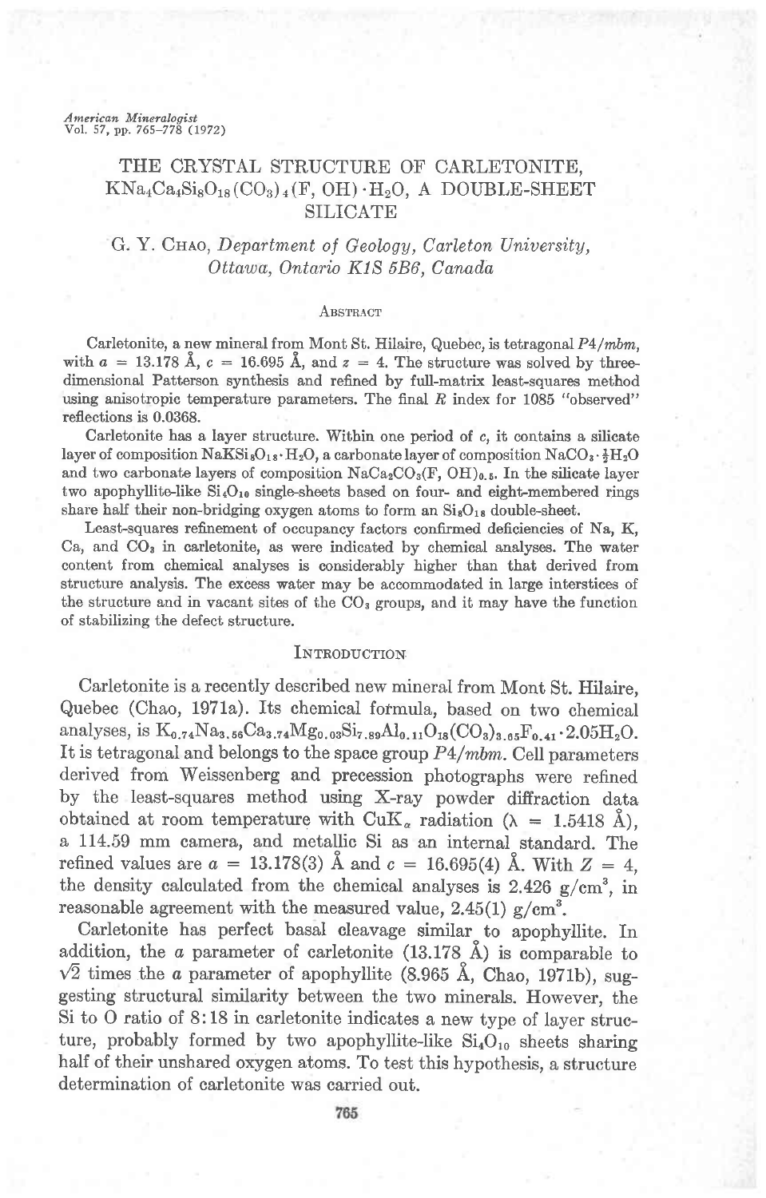# THE CRYSTAL STRUCTURE OF CARLETONITE, $KNa_4Ca_4Si_8O_{18}(CO_3)_4(F, OH)\cdot H_2O$, A DOUBLE-SHEET SILICATE

G. Y. Chao, *Department of Geology, Carleton University, Ottawa, Ontario K1S 5B6, Canada*

## Abstract

Carletonite, a new mineral from Mont St. Hilaire, Quebec, is tetragonal $P4/mbm$, with $a = 13.178$ Å, $c = 16.695$ Å, and $z = 4$. The structure was solved by three-dimensional Patterson synthesis and refined by full-matrix least-squares method using anisotropic temperature parameters. The final $R$ index for 1085 "observed" reflections is 0.0368.

Carletonite has a layer structure. Within one period of $c$, it contains a silicate layer of composition $NaKSi_8O_{18}\cdot H_2O$, a carbonate layer of composition $NaCO_3\cdot \frac{1}{2}H_2O$ and two carbonate layers of composition $NaCa_2CO_3(F, OH)_{0.5}$. In the silicate layer two apophyllite-like $Si_4O_{10}$ single-sheets based on four- and eight-membered rings share half their non-bridging oxygen atoms to form an $Si_8O_{18}$ double-sheet.

Least-squares refinement of occupancy factors confirmed deficiencies of Na, K, Ca, and $CO_3$ in carletonite, as were indicated by chemical analyses. The water content from chemical analyses is considerably higher than that derived from structure analysis. The excess water may be accommodated in large interstices of the structure and in vacant sites of the $CO_3$ groups, and it may have the function of stabilizing the defect structure.

## Introduction

Carletonite is a recently described new mineral from Mont St. Hilaire, Quebec (Chao, 1971a). Its chemical formula, based on two chemical analyses, is $K_{0.74}Na_{3.56}Ca_{3.74}Mg_{0.03}Si_{7.89}Al_{0.11}O_{18}(CO_3)_{3.65}F_{0.41}\cdot 2.05H_2O$. It is tetragonal and belongs to the space group $P4/mbm$. Cell parameters derived from Weissenberg and precession photographs were refined by the least-squares method using X-ray powder diffraction data obtained at room temperature with $CuK_\alpha$ radiation ($\lambda = 1.5418$ Å), a 114.59 mm camera, and metallic Si as an internal standard. The refined values are $a = 13.178(3)$ Å and $c = 16.695(4)$ Å. With $Z = 4$, the density calculated from the chemical analyses is 2.426 g/cm³, in reasonable agreement with the measured value, 2.45(1) g/cm³.

Carletonite has perfect basal cleavage similar to apophyllite. In addition, the $a$ parameter of carletonite (13.178 Å) is comparable to $\sqrt{2}$ times the $a$ parameter of apophyllite (8.965 Å, Chao, 1971b), suggesting structural similarity between the two minerals. However, the Si to O ratio of 8:18 in carletonite indicates a new type of layer structure, probably formed by two apophyllite-like $Si_4O_{10}$ sheets sharing half of their unshared oxygen atoms. To test this hypothesis, a structure determination of carletonite was carried out.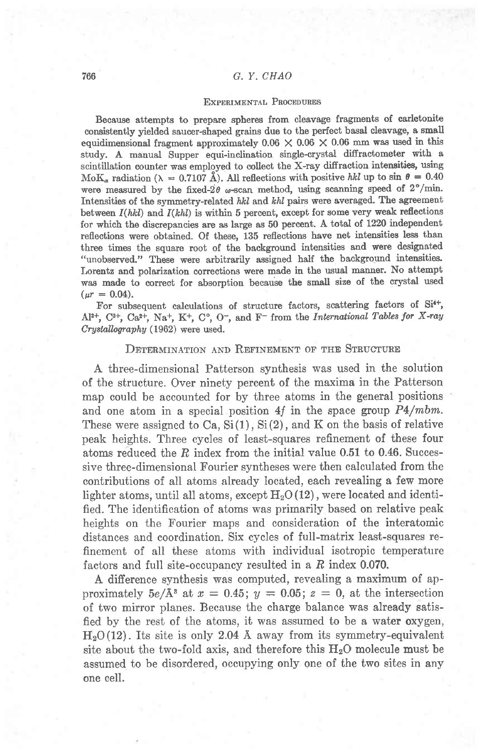## Experimental Procedures

Because attempts to prepare spheres from cleavage fragments of carletonite consistently yielded saucer-shaped grains due to the perfect basal cleavage, a small equidimensional fragment approximately $0.06 \times 0.06 \times 0.06$ mm was used in this study. A manual Supper equi-inclination single-crystal diffractometer with a scintillation counter was employed to collect the X-ray diffraction intensities, using $\text{MoK}_\alpha$ radiation ($\lambda = 0.7107$ Å). All reflections with positive *hkl* up to $\sin \theta = 0.40$ were measured by the fixed-$2\theta$ $\omega$-scan method, using scanning speed of 2°/min. Intensities of the symmetry-related *hkl* and *khl* pairs were averaged. The agreement between $I(hkl)$ and $I(khl)$ is within 5 percent, except for some very weak reflections for which the discrepancies are as large as 50 percent. A total of 1220 independent reflections were obtained. Of these, 135 reflections have net intensities less than three times the square root of the background intensities and were designated "unobserved." These were arbitrarily assigned half the background intensities. Lorentz and polarization corrections were made in the usual manner. No attempt was made to correct for absorption because the small size of the crystal used ($\mu r = 0.04$).

For subsequent calculations of structure factors, scattering factors of $Si^{4+}$, $Al^{3+}$, $C^{3+}$, $Ca^{2+}$, $Na^{+}$, $K^{+}$, $C^{0}$, $O^{-}$, and $F^{-}$ from the *International Tables for X-ray Crystallography* (1962) were used.

## Determination and Refinement of the Structure

A three-dimensional Patterson synthesis was used in the solution of the structure. Over ninety percent of the maxima in the Patterson map could be accounted for by three atoms in the general positions and one atom in a special position 4*f* in the space group *P*4/*mbm*. These were assigned to Ca, Si(1), Si(2), and K on the basis of relative peak heights. Three cycles of least-squares refinement of these four atoms reduced the *R* index from the initial value 0.51 to 0.46. Successive three-dimensional Fourier syntheses were then calculated from the contributions of all atoms already located, each revealing a few more lighter atoms, until all atoms, except $H_2O$(12), were located and identified. The identification of atoms was primarily based on relative peak heights on the Fourier maps and consideration of the interatomic distances and coordination. Six cycles of full-matrix least-squares refinement of all these atoms with individual isotropic temperature factors and full site-occupancy resulted in a *R* index 0.070.

A difference synthesis was computed, revealing a maximum of approximately $5e/\text{Å}^3$ at $x = 0.45$; $y = 0.05$; $z = 0$, at the intersection of two mirror planes. Because the charge balance was already satisfied by the rest of the atoms, it was assumed to be a water oxygen, $H_2O$(12). Its site is only 2.04 Å away from its symmetry-equivalent site about the two-fold axis, and therefore this $H_2O$ molecule must be assumed to be disordered, occupying only one of the two sites in any one cell.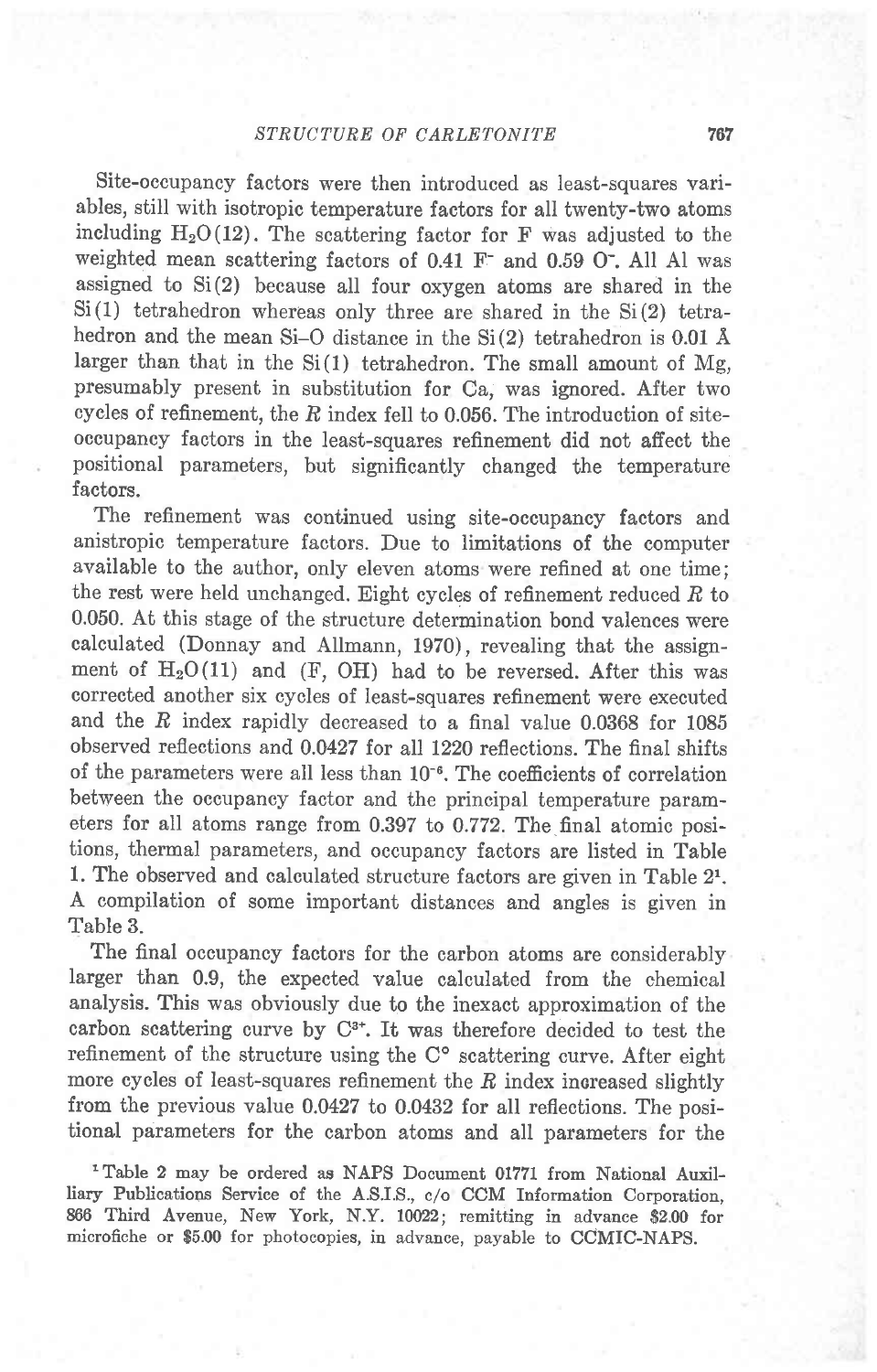Site-occupancy factors were then introduced as least-squares variables, still with isotropic temperature factors for all twenty-two atoms including $H_2O(12)$. The scattering factor for F was adjusted to the weighted mean scattering factors of 0.41 $F^-$ and 0.59 $O^-$. All Al was assigned to Si(2) because all four oxygen atoms are shared in the Si(1) tetrahedron whereas only three are shared in the Si(2) tetrahedron and the mean Si–O distance in the Si(2) tetrahedron is 0.01 Å larger than that in the Si(1) tetrahedron. The small amount of Mg, presumably present in substitution for Ca, was ignored. After two cycles of refinement, the $R$ index fell to 0.056. The introduction of site-occupancy factors in the least-squares refinement did not affect the positional parameters, but significantly changed the temperature factors.

The refinement was continued using site-occupancy factors and anistropic temperature factors. Due to limitations of the computer available to the author, only eleven atoms were refined at one time; the rest were held unchanged. Eight cycles of refinement reduced $R$ to 0.050. At this stage of the structure determination bond valences were calculated (Donnay and Allmann, 1970), revealing that the assignment of $H_2O(11)$ and (F, OH) had to be reversed. After this was corrected another six cycles of least-squares refinement were executed and the $R$ index rapidly decreased to a final value 0.0368 for 1085 observed reflections and 0.0427 for all 1220 reflections. The final shifts of the parameters were all less than $10^{-6}$. The coefficients of correlation between the occupancy factor and the principal temperature parameters for all atoms range from 0.397 to 0.772. The final atomic positions, thermal parameters, and occupancy factors are listed in Table 1. The observed and calculated structure factors are given in Table 2[1]. A compilation of some important distances and angles is given in Table 3.

The final occupancy factors for the carbon atoms are considerably larger than 0.9, the expected value calculated from the chemical analysis. This was obviously due to the inexact approximation of the carbon scattering curve by $C^{3+}$. It was therefore decided to test the refinement of the structure using the $C^{\circ}$ scattering curve. After eight more cycles of least-squares refinement the $R$ index increased slightly from the previous value 0.0427 to 0.0432 for all reflections. The positional parameters for the carbon atoms and all parameters for the

[1] Table 2 may be ordered as NAPS Document 01771 from National Auxiliary Publications Service of the A.S.I.S., c/o CCM Information Corporation, 866 Third Avenue, New York, N.Y. 10022; remitting in advance \$2.00 for microfiche or \$5.00 for photocopies, in advance, payable to CCMIC-NAPS.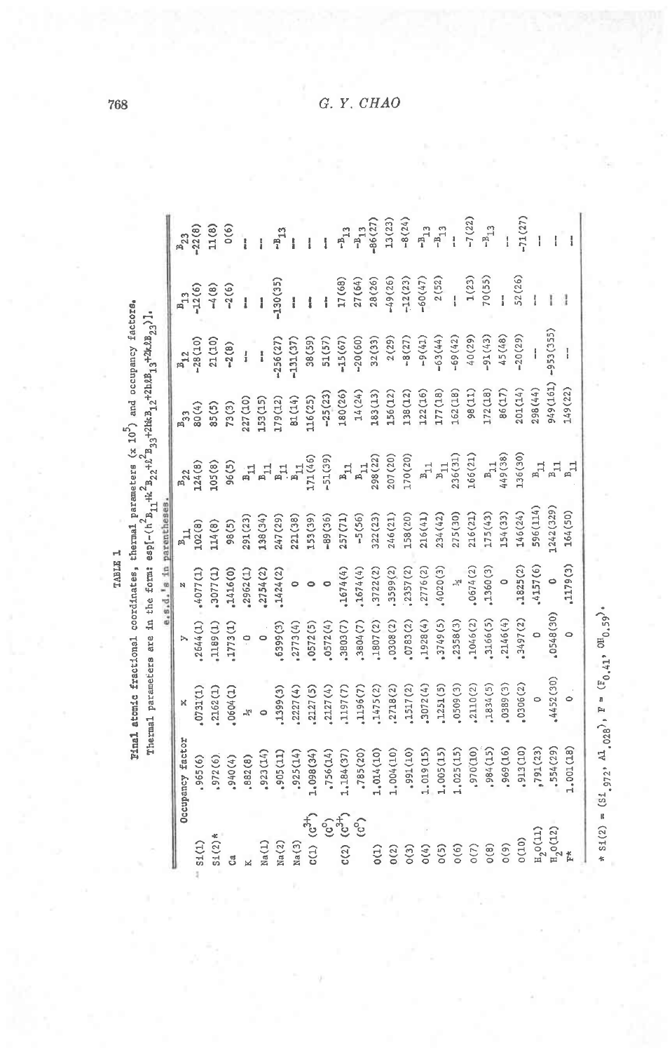TABLE 1

**Final atomic fractional coordinates, thermal parameters (x $10^5$) and occupancy factors.**
Thermal parameters are in the form: $\exp[-(h^2B_{11}+k^2B_{22}+\ell^2B_{33}+2hkB_{12}+2h\ell B_{13}+2k\ell B_{23})]$.
e.s.d.'s in parentheses.

| | Occupancy factor | x | y | z | $B_{11}$ | $B_{22}$ | $B_{33}$ | $B_{12}$ | $B_{13}$ | $B_{23}$ |
|---|---|---|---|---|---|---|---|---|---|---|
| Si(1) | .965(6) | .0731(1) | .2644(1) | .4077(1) | 102(8) | 124(8) | 80(4) | -28(10) | -12(6) | -22(8) |
| Si(2)* | .972(6) | .2162(1) | .1189(1) | .3077(1) | 114(8) | 105(8) | 85(5) | 21(10) | -4(8) | 11(8) |
| Ca | .940(4) | .0604(1) | .1773(1) | .1416(0) | 98(5) | 96(5) | 73(3) | -2(8) | -2(6) | 0(6) |
| K | .882(8) | ½ | 0 | .2962(1) | 291(23) | $B_{11}$ | 227(10) | -- | -- | -- |
| Na(1) | .923(14) | 0 | 0 | .2754(2) | 138(34) | $B_{11}$ | 153(15) | -- | -- | -- |
| Na(2) | .905(11) | .1399(3) | .6399(3) | .1424(2) | 247(29) | $B_{11}$ | 179(12) | -256(27) | -130(35) | $-B_{13}$ |
| Na(3) | .925(14) | .2227(4) | .2773(4) | 0 | 221(38) | $B_{11}$ | 81(14) | -131(37) | -- | -- |
| C(1) ($C^{3+}$) | 1.098(34) | .2127(5) | .0572(5) | 0 | 153(39) | 171(46) | 116(25) | 38(59) | -- | -- |
| ($C^0$) | .756(14) | .2127(4) | .0572(4) | 0 | -89(36) | -51(39) | -25(23) | 51(57) | -- | -- |
| C(2) ($C^{3+}$) | 1.184(37) | .1197(7) | .3803(7) | .1674(4) | 257(71) | $B_{11}$ | 180(26) | -15(67) | 17(68) | $-B_{13}$ |
| ($C^0$) | .785(20) | .1196(7) | .3804(7) | .1674(4) | -5(56) | $B_{11}$ | 14(24) | -20(60) | 27(64) | $-B_{13}$ |
| O(1) | 1.014(10) | .1475(2) | .1807(2) | .3722(2) | 322(23) | 298(22) | 183(13) | 32(33) | 28(26) | -86(27) |
| O(2) | 1.004(10) | .2718(2) | .0308(2) | .3599(2) | 246(21) | 207(20) | 156(12) | 2(29) | -49(26) | 13(23) |
| O(3) | .991(10) | .1517(2) | .0783(2) | .2357(2) | 158(20) | 170(20) | 138(12) | -8(27) | -12(23) | -8(24) |
| O(4) | 1.019(15) | .3072(4) | .1928(4) | .2776(2) | 216(41) | $B_{11}$ | 122(16) | -9(41) | -60(47) | $-B_{13}$ |
| O(5) | 1.005(15) | .1251(5) | .3749(5) | .4020(3) | 234(42) | $B_{11}$ | 177(18) | -63(44) | 2(52) | $-B_{13}$ |
| O(6) | 1.025(15) | .0509(3) | .2358(3) | ½ | 275(30) | 236(31) | 162(18) | -69(42) | -- | -- |
| O(7) | .970(10) | .2110(2) | .1046(2) | .0674(2) | 216(21) | 166(21) | 98(11) | 40(29) | 1(23) | -7(22) |
| O(8) | .984(15) | .1834(5) | .3166(5) | .1360(3) | 175(43) | $B_{11}$ | 172(18) | -91(43) | 70(55) | $-B_{13}$ |
| O(9) | .969(16) | .0389(3) | .2146(4) | 0 | 154(33) | 449(38) | 86(17) | 45(48) | -- | -- |
| O(10) | .913(10) | .0306(2) | .3497(2) | .1825(2) | 146(24) | 136(30) | 201(14) | -20(29) | 52(26) | -71(27) |
| $H_2O(11)$ | .791(23) | 0 | 0 | .4157(6) | 596(114) | $B_{11}$ | 298(44) | -- | -- | -- |
| $H_2O(12)$ | .554(29) | .4452(30) | .0548(30) | 0 | 1242(329) | $B_{11}$ | 949(161) | -953(355) | -- | -- |
| F* | 1.001(18) | 0 | 0 | .1179(3) | 164(50) | $B_{11}$ | 149(22) | -- | -- | -- |

\* Si(2) = ($Si_{.972}$, $Al_{.028}$), F = ($F_{0.41}$, $OH_{0.59}$).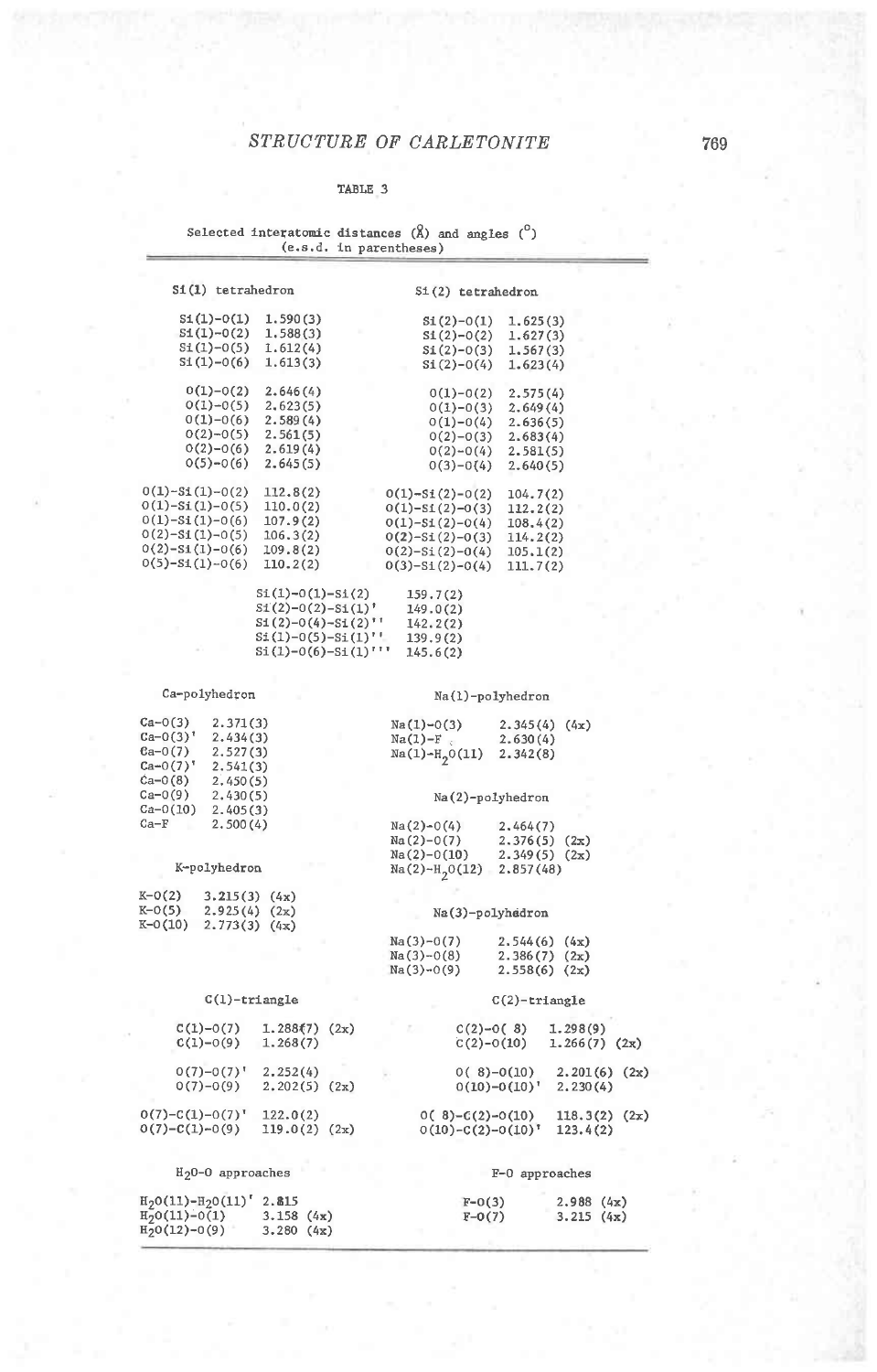TABLE 3

Selected interatomic distances (Å) and angles (°) (e.s.d. in parentheses)

**Si(1) tetrahedron**

| | |
|---|---|
| Si(1)-O(1) | 1.590(3) |
| Si(1)-O(2) | 1.588(3) |
| Si(1)-O(5) | 1.612(4) |
| Si(1)-O(6) | 1.613(3) |
| O(1)-O(2) | 2.646(4) |
| O(1)-O(5) | 2.623(5) |
| O(1)-O(6) | 2.589(4) |
| O(2)-O(5) | 2.561(5) |
| O(2)-O(6) | 2.619(4) |
| O(5)-O(6) | 2.645(5) |
| O(1)-Si(1)-O(2) | 112.8(2) |
| O(1)-Si(1)-O(5) | 110.0(2) |
| O(1)-Si(1)-O(6) | 107.9(2) |
| O(2)-Si(1)-O(5) | 106.3(2) |
| O(2)-Si(1)-O(6) | 109.8(2) |
| O(5)-Si(1)-O(6) | 110.2(2) |

**Si(2) tetrahedron**

| | |
|---|---|
| Si(2)-O(1) | 1.625(3) |
| Si(2)-O(2) | 1.627(3) |
| Si(2)-O(3) | 1.567(3) |
| Si(2)-O(4) | 1.623(4) |
| O(1)-O(2) | 2.575(4) |
| O(1)-O(3) | 2.649(4) |
| O(1)-O(4) | 2.636(5) |
| O(2)-O(3) | 2.683(4) |
| O(2)-O(4) | 2.581(5) |
| O(3)-O(4) | 2.640(5) |
| O(1)-Si(2)-O(2) | 104.7(2) |
| O(1)-Si(2)-O(3) | 112.2(2) |
| O(1)-Si(2)-O(4) | 108.4(2) |
| O(2)-Si(2)-O(3) | 114.2(2) |
| O(2)-Si(2)-O(4) | 105.1(2) |
| O(3)-Si(2)-O(4) | 111.7(2) |

| | |
|---|---|
| Si(1)-O(1)-Si(2) | 159.7(2) |
| Si(2)-O(2)-Si(1)' | 149.0(2) |
| Si(2)-O(4)-Si(2)'' | 142.2(2) |
| Si(1)-O(5)-Si(1)'' | 139.9(2) |
| Si(1)-O(6)-Si(1)''' | 145.6(2) |

**Ca-polyhedron**

| | |
|---|---|
| Ca-O(3) | 2.371(3) |
| Ca-O(3)' | 2.434(3) |
| Ca-O(7) | 2.527(3) |
| Ca-O(7)' | 2.541(3) |
| Ca-O(8) | 2.450(5) |
| Ca-O(9) | 2.430(5) |
| Ca-O(10) | 2.405(3) |
| Ca-F | 2.500(4) |

**K-polyhedron**

| | |
|---|---|
| K-O(2) | 3.215(3) (4x) |
| K-O(5) | 2.925(4) (2x) |
| K-O(10) | 2.773(3) (4x) |

**Na(1)-polyhedron**

| | |
|---|---|
| Na(1)-O(3) | 2.345(4) (4x) |
| Na(1)-F | 2.630(4) |
| Na(1)-$H_2O$(11) | 2.342(8) |

**Na(2)-polyhedron**

| | |
|---|---|
| Na(2)-O(4) | 2.464(7) |
| Na(2)-O(7) | 2.376(5) (2x) |
| Na(2)-O(10) | 2.349(5) (2x) |
| Na(2)-$H_2O$(12) | 2.857(48) |

**Na(3)-polyhedron**

| | |
|---|---|
| Na(3)-O(7) | 2.544(6) (4x) |
| Na(3)-O(8) | 2.386(7) (2x) |
| Na(3)-O(9) | 2.558(6) (2x) |

**C(1)-triangle**

| | |
|---|---|
| C(1)-O(7) | 1.288(7) (2x) |
| C(1)-O(9) | 1.268(7) |
| O(7)-O(7)' | 2.252(4) |
| O(7)-O(9) | 2.202(5) (2x) |
| O(7)-C(1)-O(7)' | 122.0(2) |
| O(7)-C(1)-O(9) | 119.0(2) (2x) |

**C(2)-triangle**

| | |
|---|---|
| C(2)-O(8) | 1.298(9) |
| C(2)-O(10) | 1.266(7) (2x) |
| O(8)-O(10) | 2.201(6) (2x) |
| O(10)-O(10)' | 2.230(4) |
| O(8)-C(2)-O(10) | 118.3(2) (2x) |
| O(10)-C(2)-O(10)' | 123.4(2) |

**$H_2O$-O approaches**

| | |
|---|---|
| $H_2O$(11)-$H_2O$(11)' | 2.815 |
| $H_2O$(11)-O(1) | 3.158 (4x) |
| $H_2O$(12)-O(9) | 3.280 (4x) |

**F-O approaches**

| | |
|---|---|
| F-O(3) | 2.988 (4x) |
| F-O(7) | 3.215 (4x) |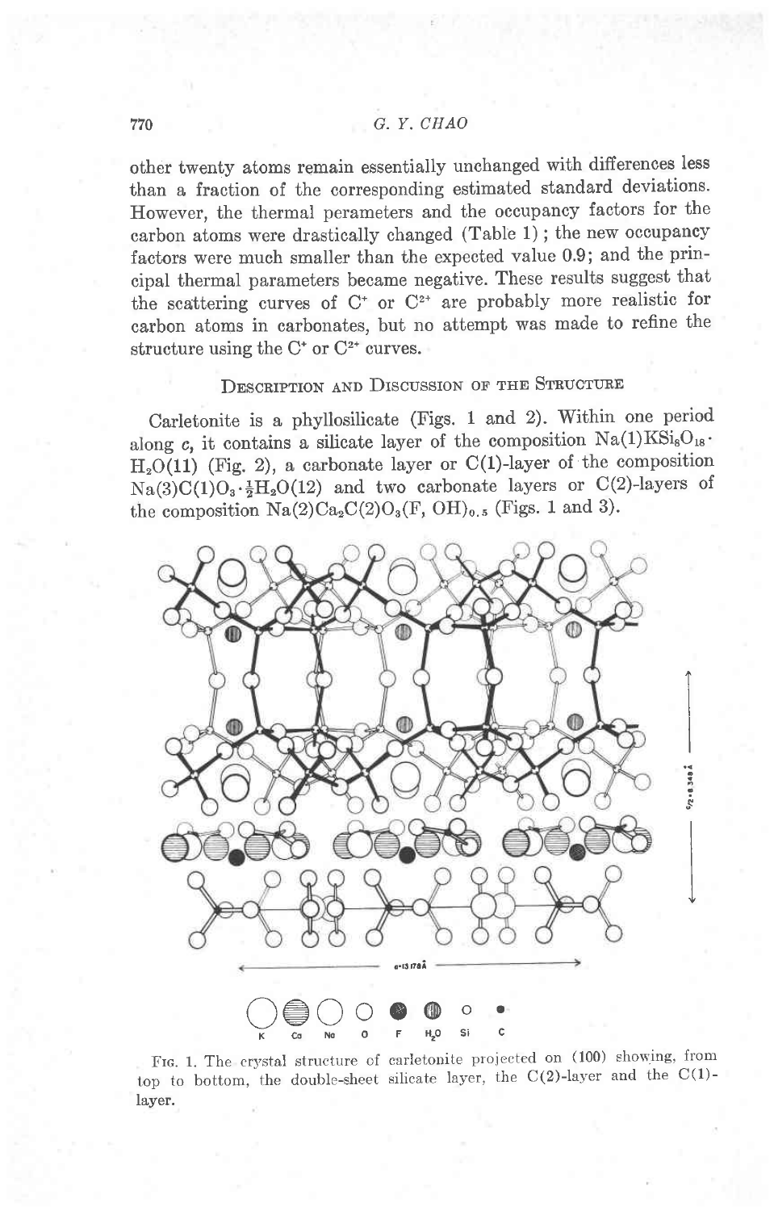other twenty atoms remain essentially unchanged with differences less than a fraction of the corresponding estimated standard deviations. However, the thermal perameters and the occupancy factors for the carbon atoms were drastically changed (Table 1); the new occupancy factors were much smaller than the expected value 0.9; and the principal thermal parameters became negative. These results suggest that the scattering curves of $C^{+}$ or $C^{2+}$ are probably more realistic for carbon atoms in carbonates, but no attempt was made to refine the structure using the $C^{+}$ or $C^{2+}$ curves.

## Description and Discussion of the Structure

Carletonite is a phyllosilicate (Figs. 1 and 2). Within one period along *c*, it contains a silicate layer of the composition $Na(1)KSi_8O_{18} \cdot H_2O(11)$ (Fig. 2), a carbonate layer or C(1)-layer of the composition $Na(3)C(1)O_3 \cdot \frac{1}{2}H_2O(12)$ and two carbonate layers or C(2)-layers of the composition $Na(2)Ca_2C(2)O_3(F, OH)_{0.5}$ (Figs. 1 and 3).

Fig. 1. The crystal structure of carletonite projected on (100) showing, from top to bottom, the double-sheet silicate layer, the C(2)-layer and the C(1)-layer.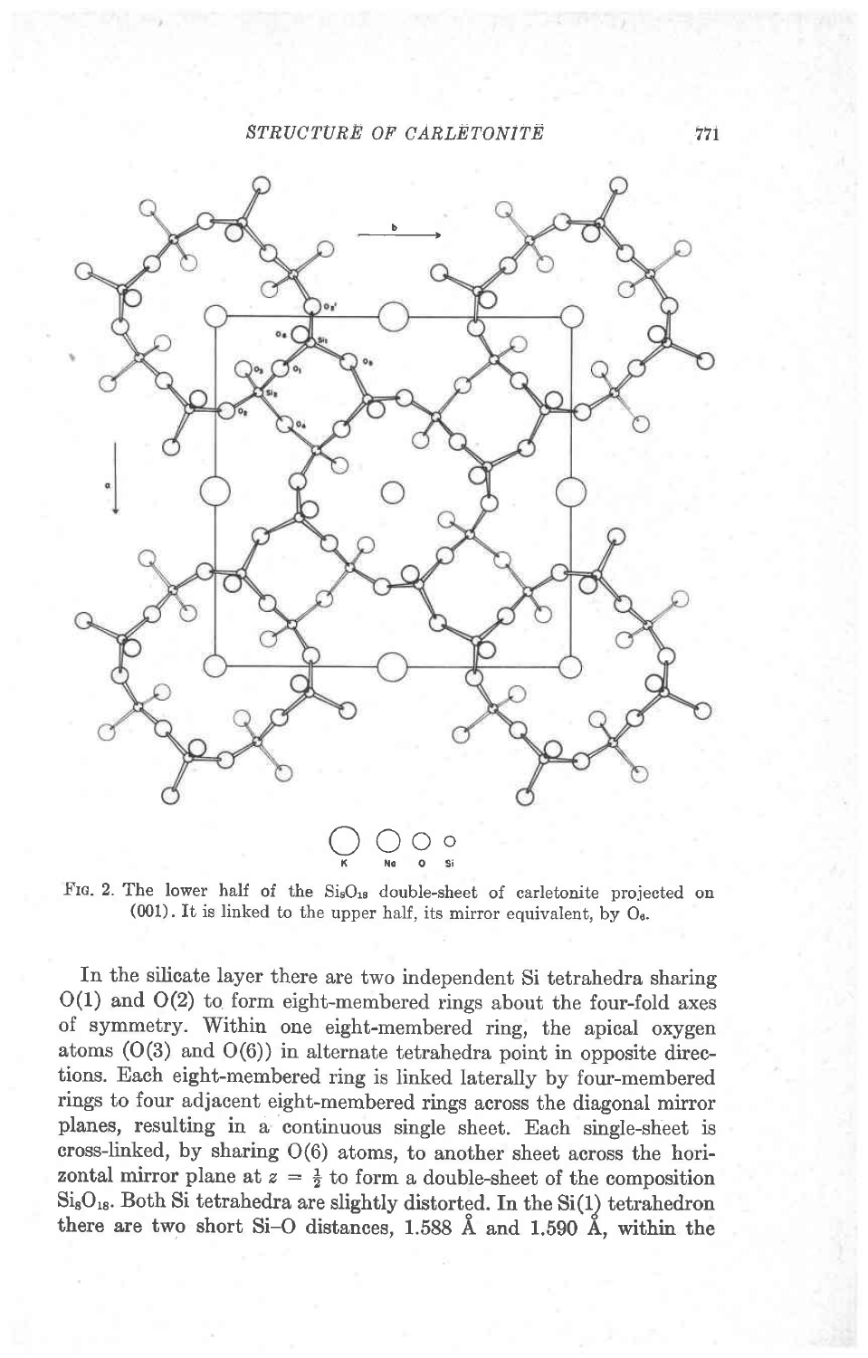FIG. 2. The lower half of the $Si_8O_{18}$ double-sheet of carletonite projected on (001). It is linked to the upper half, its mirror equivalent, by $O_6$.

In the silicate layer there are two independent Si tetrahedra sharing O(1) and O(2) to form eight-membered rings about the four-fold axes of symmetry. Within one eight-membered ring, the apical oxygen atoms (O(3) and O(6)) in alternate tetrahedra point in opposite directions. Each eight-membered ring is linked laterally by four-membered rings to four adjacent eight-membered rings across the diagonal mirror planes, resulting in a continuous single sheet. Each single-sheet is cross-linked, by sharing O(6) atoms, to another sheet across the horizontal mirror plane at $z = \frac{1}{2}$ to form a double-sheet of the composition $Si_8O_{18}$. Both Si tetrahedra are slightly distorted. In the Si(1) tetrahedron there are two short Si–O distances, 1.588 Å and 1.590 Å, within the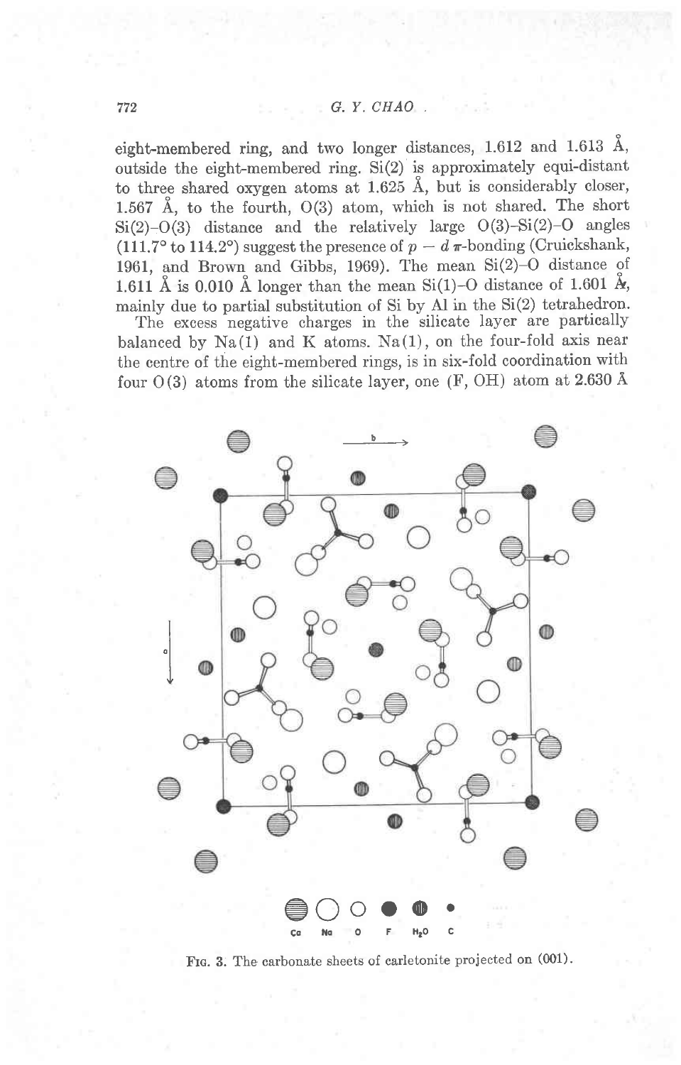eight-membered ring, and two longer distances, 1.612 and 1.613 Å, outside the eight-membered ring. Si(2) is approximately equi-distant to three shared oxygen atoms at 1.625 Å, but is considerably closer, 1.567 Å, to the fourth, O(3) atom, which is not shared. The short Si(2)–O(3) distance and the relatively large O(3)–Si(2)–O angles (111.7° to 114.2°) suggest the presence of $p - d\ \pi$-bonding (Cruickshank, 1961, and Brown and Gibbs, 1969). The mean Si(2)–O distance of 1.611 Å is 0.010 Å longer than the mean Si(1)–O distance of 1.601 Å, mainly due to partial substitution of Si by Al in the Si(2) tetrahedron.

The excess negative charges in the silicate layer are partically balanced by Na(1) and K atoms. Na(1), on the four-fold axis near the centre of the eight-membered rings, is in six-fold coordination with four O(3) atoms from the silicate layer, one (F, OH) atom at 2.630 Å

FIG. 3. The carbonate sheets of carletonite projected on (001).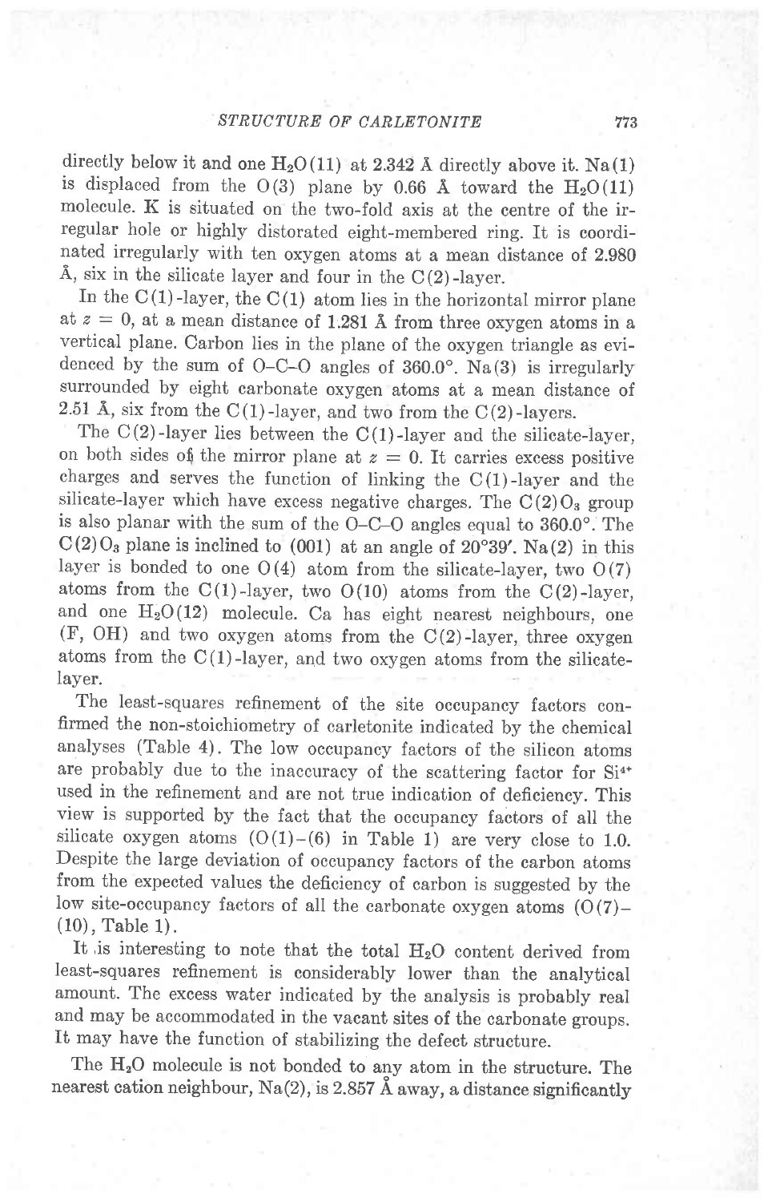directly below it and one $H_2O(11)$ at 2.342 Å directly above it. Na(1) is displaced from the O(3) plane by 0.66 Å toward the $H_2O(11)$ molecule. K is situated on the two-fold axis at the centre of the irregular hole or highly distorated eight-membered ring. It is coordinated irregularly with ten oxygen atoms at a mean distance of 2.980 Å, six in the silicate layer and four in the C(2)-layer.

In the C(1)-layer, the C(1) atom lies in the horizontal mirror plane at $z = 0$, at a mean distance of 1.281 Å from three oxygen atoms in a vertical plane. Carbon lies in the plane of the oxygen triangle as evidenced by the sum of O–C–O angles of 360.0°. Na(3) is irregularly surrounded by eight carbonate oxygen atoms at a mean distance of 2.51 Å, six from the C(1)-layer, and two from the C(2)-layers.

The C(2)-layer lies between the C(1)-layer and the silicate-layer, on both sides of the mirror plane at $z = 0$. It carries excess positive charges and serves the function of linking the C(1)-layer and the silicate-layer which have excess negative charges. The $C(2)O_3$ group is also planar with the sum of the O–C–O angles equal to 360.0°. The $C(2)O_3$ plane is inclined to (001) at an angle of 20°39′. Na(2) in this layer is bonded to one O(4) atom from the silicate-layer, two O(7) atoms from the C(1)-layer, two O(10) atoms from the C(2)-layer, and one $H_2O(12)$ molecule. Ca has eight nearest neighbours, one (F, OH) and two oxygen atoms from the C(2)-layer, three oxygen atoms from the C(1)-layer, and two oxygen atoms from the silicate-layer.

The least-squares refinement of the site occupancy factors confirmed the non-stoichiometry of carletonite indicated by the chemical analyses (Table 4). The low occupancy factors of the silicon atoms are probably due to the inaccuracy of the scattering factor for $Si^{4+}$ used in the refinement and are not true indication of deficiency. This view is supported by the fact that the occupancy factors of all the silicate oxygen atoms (O(1)–(6) in Table 1) are very close to 1.0. Despite the large deviation of occupancy factors of the carbon atoms from the expected values the deficiency of carbon is suggested by the low site-occupancy factors of all the carbonate oxygen atoms (O(7)–(10), Table 1).

It is interesting to note that the total $H_2O$ content derived from least-squares refinement is considerably lower than the analytical amount. The excess water indicated by the analysis is probably real and may be accommodated in the vacant sites of the carbonate groups. It may have the function of stabilizing the defect structure.

The $H_2O$ molecule is not bonded to any atom in the structure. The nearest cation neighbour, Na(2), is 2.857 Å away, a distance significantly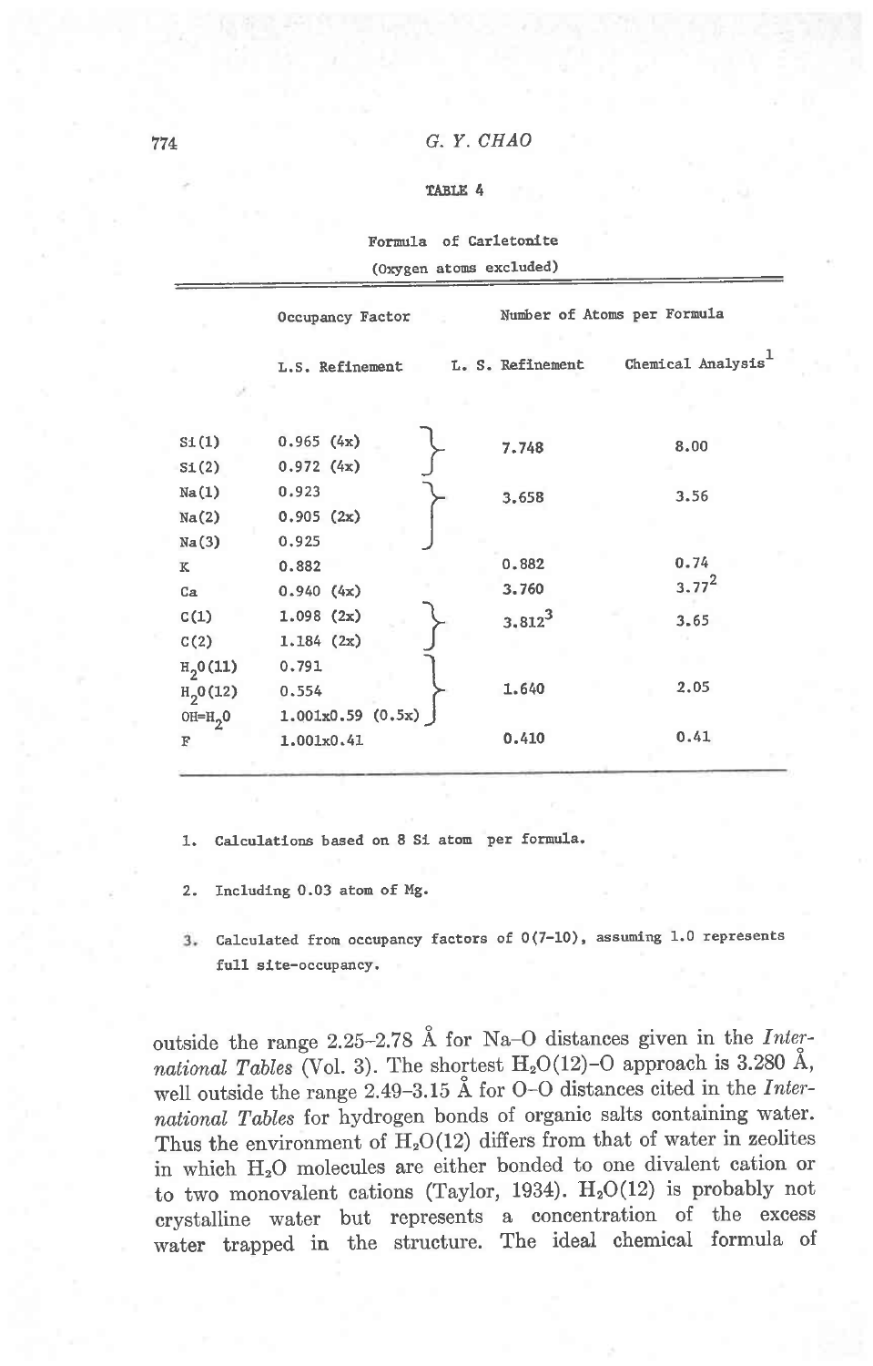**TABLE 4**

Formula of Carletonite

(Oxygen atoms excluded)

| | Occupancy Factor | Number of Atoms per Formula | |
|---|---|---|---|
| | L.S. Refinement | L. S. Refinement | Chemical Analysis[1] |
| Si(1) | 0.965 (4x) | 7.748 | 8.00 |
| Si(2) | 0.972 (4x) | | |
| Na(1) | 0.923 | 3.658 | 3.56 |
| Na(2) | 0.905 (2x) | | |
| Na(3) | 0.925 | | |
| K | 0.882 | 0.882 | 0.74 |
| Ca | 0.940 (4x) | 3.760 | 3.77[2] |
| C(1) | 1.098 (2x) | 3.812[3] | 3.65 |
| C(2) | 1.184 (2x) | | |
| $H_2O(11)$ | 0.791 | 1.640 | 2.05 |
| $H_2O(12)$ | 0.554 | | |
| $OH=H_2O$ | 1.001x0.59 (0.5x) | | |
| F | 1.001x0.41 | 0.410 | 0.41 |

1. Calculations based on 8 Si atom per formula.

2. Including 0.03 atom of Mg.

3. Calculated from occupancy factors of O(7-10), assuming 1.0 represents full site-occupancy.

outside the range 2.25–2.78 Å for Na–O distances given in the *International Tables* (Vol. 3). The shortest $H_2O(12)$–O approach is 3.280 Å, well outside the range 2.49–3.15 Å for O–O distances cited in the *International Tables* for hydrogen bonds of organic salts containing water. Thus the environment of $H_2O(12)$ differs from that of water in zeolites in which $H_2O$ molecules are either bonded to one divalent cation or to two monovalent cations (Taylor, 1934). $H_2O(12)$ is probably not crystalline water but represents a concentration of the excess water trapped in the structure. The ideal chemical formula of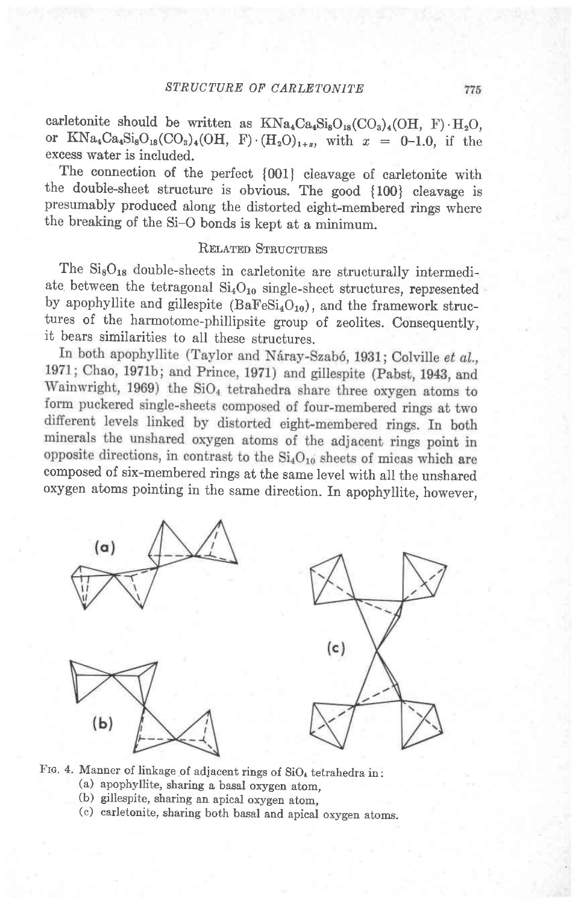carletonite should be written as $KNa_4Ca_4Si_8O_{18}(CO_3)_4(OH, F) \cdot H_2O$, or $KNa_4Ca_4Si_8O_{18}(CO_3)_4(OH, F) \cdot (H_2O)_{1+x}$, with $x = 0\text{–}1.0$, if the excess water is included.

The connection of the perfect {001} cleavage of carletonite with the double-sheet structure is obvious. The good {100} cleavage is presumably produced along the distorted eight-membered rings where the breaking of the Si–O bonds is kept at a minimum.

## Related Structures

The $Si_8O_{18}$ double-sheets in carletonite are structurally intermediate between the tetragonal $Si_4O_{10}$ single-sheet structures, represented by apophyllite and gillespite ($BaFeSi_4O_{10}$), and the framework structures of the harmotome-phillipsite group of zeolites. Consequently, it bears similarities to all these structures.

In both apophyllite (Taylor and Náray-Szabó, 1931; Colville *et al.*, 1971; Chao, 1971b; and Prince, 1971) and gillespite (Pabst, 1943, and Wainwright, 1969) the $SiO_4$ tetrahedra share three oxygen atoms to form puckered single-sheets composed of four-membered rings at two different levels linked by distorted eight-membered rings. In both minerals the unshared oxygen atoms of the adjacent rings point in opposite directions, in contrast to the $Si_4O_{10}$ sheets of micas which are composed of six-membered rings at the same level with all the unshared oxygen atoms pointing in the same direction. In apophyllite, however,

Fig. 4. Manner of linkage of adjacent rings of $SiO_4$ tetrahedra in:
(a) apophyllite, sharing a basal oxygen atom,
(b) gillespite, sharing an apical oxygen atom,
(c) carletonite, sharing both basal and apical oxygen atoms.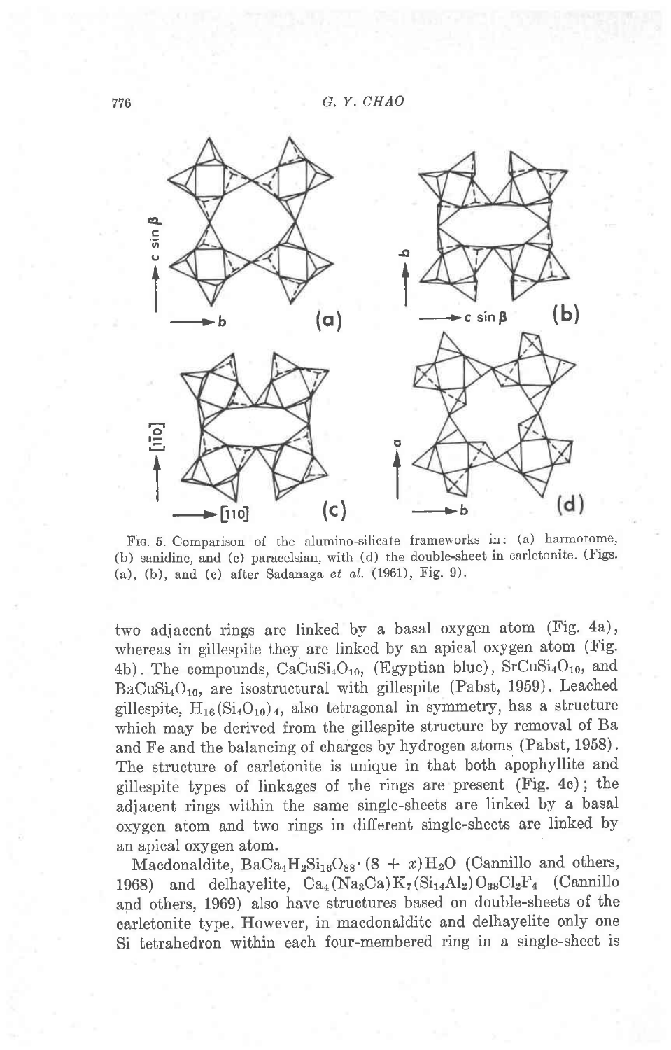FIG. 5. Comparison of the alumino-silicate frameworks in: (a) harmotome, (b) sanidine, and (c) paracelsian, with (d) the double-sheet in carletonite. (Figs. (a), (b), and (c) after Sadanaga *et al.* (1961), Fig. 9).

two adjacent rings are linked by a basal oxygen atom (Fig. 4a), whereas in gillespite they are linked by an apical oxygen atom (Fig. 4b). The compounds, $CaCuSi_4O_{10}$, (Egyptian blue), $SrCuSi_4O_{10}$, and $BaCuSi_4O_{10}$, are isostructural with gillespite (Pabst, 1959). Leached gillespite, $H_{16}(Si_4O_{10})_4$, also tetragonal in symmetry, has a structure which may be derived from the gillespite structure by removal of Ba and Fe and the balancing of charges by hydrogen atoms (Pabst, 1958). The structure of carletonite is unique in that both apophyllite and gillespite types of linkages of the rings are present (Fig. 4c); the adjacent rings within the same single-sheets are linked by a basal oxygen atom and two rings in different single-sheets are linked by an apical oxygen atom.

Macdonaldite, $BaCa_4H_2Si_{16}O_{88} \cdot (8 + x)H_2O$ (Cannillo and others, 1968) and delhayelite, $Ca_4(Na_3Ca)K_7(Si_{14}Al_2)O_{38}Cl_2F_4$ (Cannillo and others, 1969) also have structures based on double-sheets of the carletonite type. However, in macdonaldite and delhayelite only one Si tetrahedron within each four-membered ring in a single-sheet is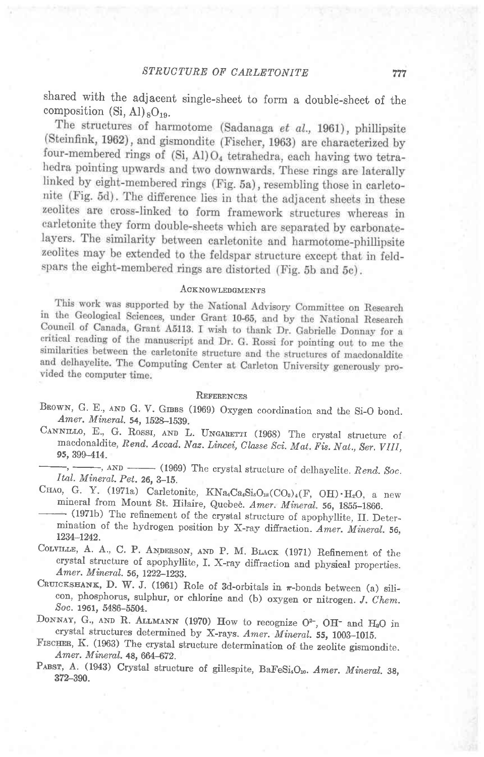shared with the adjacent single-sheet to form a double-sheet of the composition $(Si, Al)_8O_{19}$.

The structures of harmotome (Sadanaga *et al.*, 1961), phillipsite (Steinfink, 1962), and gismondite (Fischer, 1963) are characterized by four-membered rings of $(Si, Al)O_4$ tetrahedra, each having two tetrahedra pointing upwards and two downwards. These rings are laterally linked by eight-membered rings (Fig. 5a), resembling those in carletonite (Fig. 5d). The difference lies in that the adjacent sheets in these zeolites are cross-linked to form framework structures whereas in carletonite they form double-sheets which are separated by carbonate-layers. The similarity between carletonite and harmotome-phillipsite zeolites may be extended to the feldspar structure except that in feldspars the eight-membered rings are distorted (Fig. 5b and 5c).

## Acknowledgments

This work was supported by the National Advisory Committee on Research in the Geological Sciences, under Grant 10-65, and by the National Research Council of Canada, Grant A5113. I wish to thank Dr. Gabrielle Donnay for a critical reading of the manuscript and Dr. G. Rossi for pointing out to me the similarities between the carletonite structure and the structures of macdonaldite and delhayelite. The Computing Center at Carleton University generously provided the computer time.

## References

Brown, G. E., and G. V. Gibbs (1969) Oxygen coordination and the Si-O bond. *Amer. Mineral.* **54**, 1528–1539.

Cannillo, E., G. Rossi, and L. Ungaretti (1968) The crystal structure of macdonaldite, *Rend. Accad. Naz. Lincei, Classe Sci. Mat. Fis. Nat., Ser. VIII*, **95**, 399–414.

———, ———, and ——— (1969) The crystal structure of delhayelite. *Rend. Soc. Ital. Mineral. Pet.* **26**, 3–15.

Chao, G. Y. (1971a) Carletonite, $KNa_4Ca_4Si_8O_{18}(CO_3)_4(F, OH) \cdot H_2O$, a new mineral from Mount St. Hilaire, Quebec. *Amer. Mineral.* **56**, 1855–1866.

——— (1971b) The refinement of the crystal structure of apophyllite, II. Determination of the hydrogen position by X-ray diffraction. *Amer. Mineral.* **56**, 1234–1242.

Colville, A. A., C. P. Anderson, and P. M. Black (1971) Refinement of the crystal structure of apophyllite, I. X-ray diffraction and physical properties. *Amer. Mineral.* **56**, 1222–1233.

Cruickshank, D. W. J. (1961) Role of 3d-orbitals in $\pi$-bonds between (a) silicon, phosphorus, sulphur, or chlorine and (b) oxygen or nitrogen. *J. Chem. Soc.* **1961**, 5486–5504.

Donnay, G., and R. Allmann (1970) How to recognize $O^{2-}$, $OH^-$ and $H_2O$ in crystal structures determined by X-rays. *Amer. Mineral.* **55**, 1003–1015.

Fischer, K. (1963) The crystal structure determination of the zeolite gismondite. *Amer. Mineral.* **48**, 664–672.

Pabst, A. (1943) Crystal structure of gillespite, $BaFeSi_4O_{10}$. *Amer. Mineral.* **38**, 372–390.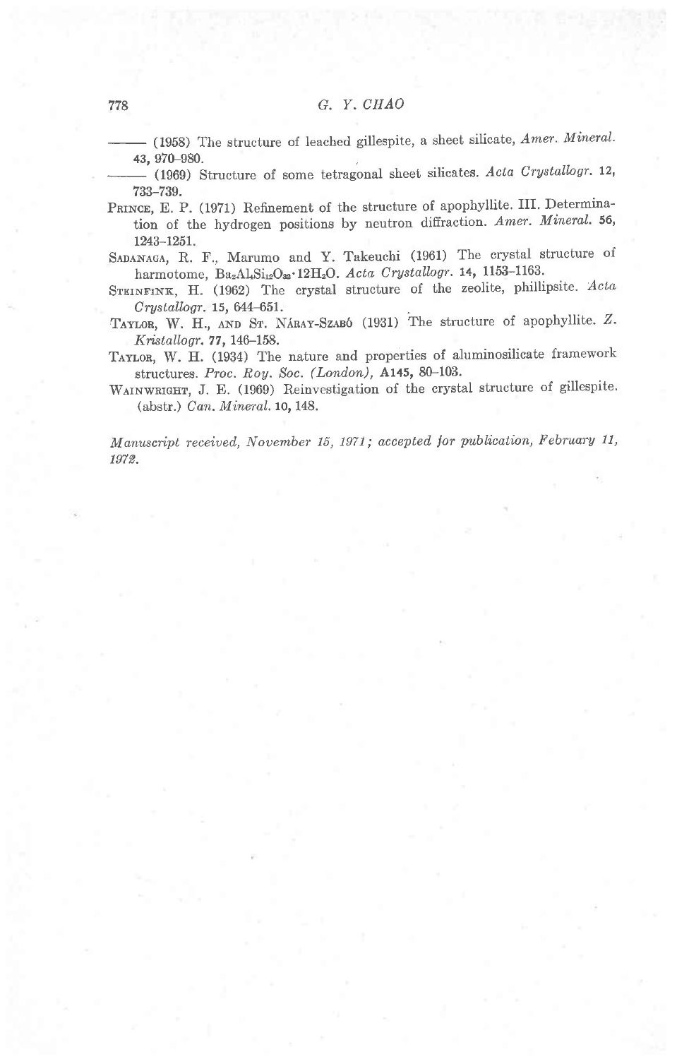——— (1958) The structure of leached gillespite, a sheet silicate, *Amer. Mineral.* **43**, 970–980.

——— (1969) Structure of some tetragonal sheet silicates. *Acta Crystallogr.* **12**, 733–739.

PRINCE, E. P. (1971) Refinement of the structure of apophyllite. III. Determination of the hydrogen positions by neutron diffraction. *Amer. Mineral.* **56**, 1243–1251.

SADANAGA, R. F., Marumo and Y. Takeuchi (1961) The crystal structure of harmotome, $Ba_2Al_4Si_{12}O_{32} \cdot 12H_2O$. *Acta Crystallogr.* **14**, 1153–1163.

STEINFINK, H. (1962) The crystal structure of the zeolite, phillipsite. *Acta Crystallogr.* **15**, 644–651.

TAYLOR, W. H., AND ST. NÁRAY-SZABÓ (1931) The structure of apophyllite. *Z. Kristallogr.* **77**, 146–158.

TAYLOR, W. H. (1934) The nature and properties of aluminosilicate framework structures. *Proc. Roy. Soc. (London)*, **A145**, 80–103.

WAINWRIGHT, J. E. (1969) Reinvestigation of the crystal structure of gillespite. (abstr.) *Can. Mineral.* **10**, 148.

*Manuscript received, November 15, 1971; accepted for publication, February 11, 1972.*